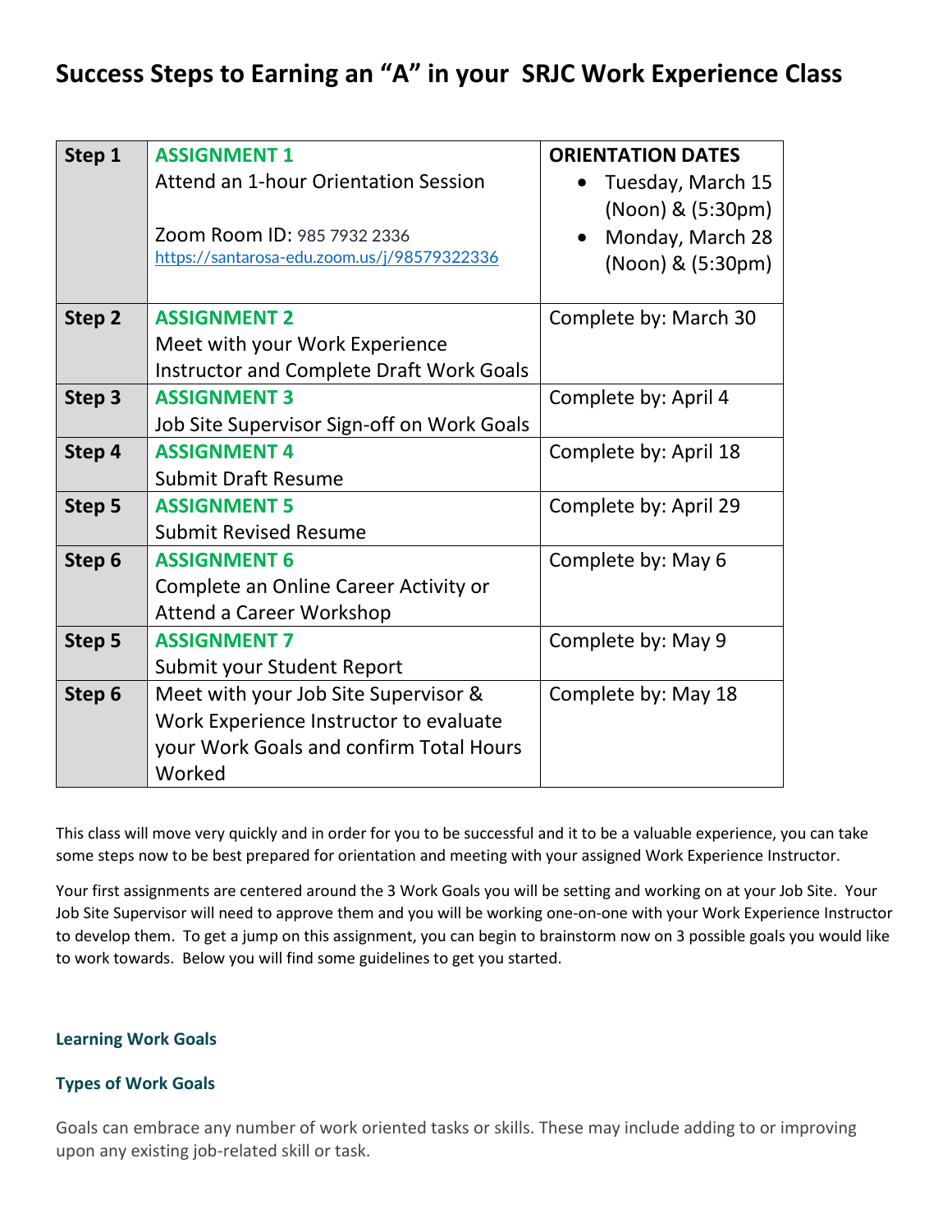# Success Steps to Earning an "A" in your SRJC Work Experience Class

| | | |
|---|---|---|
| **Step 1** | **ASSIGNMENT 1**<br>Attend an 1-hour Orientation Session<br><br>Zoom Room ID: 985 7932 2336<br>https://santarosa-edu.zoom.us/j/98579322336 | **ORIENTATION DATES**<br>• Tuesday, March 15 (Noon) & (5:30pm)<br>• Monday, March 28 (Noon) & (5:30pm) |
| **Step 2** | **ASSIGNMENT 2**<br>Meet with your Work Experience Instructor and Complete Draft Work Goals | Complete by: March 30 |
| **Step 3** | **ASSIGNMENT 3**<br>Job Site Supervisor Sign-off on Work Goals | Complete by: April 4 |
| **Step 4** | **ASSIGNMENT 4**<br>Submit Draft Resume | Complete by: April 18 |
| **Step 5** | **ASSIGNMENT 5**<br>Submit Revised Resume | Complete by: April 29 |
| **Step 6** | **ASSIGNMENT 6**<br>Complete an Online Career Activity or Attend a Career Workshop | Complete by: May 6 |
| **Step 5** | **ASSIGNMENT 7**<br>Submit your Student Report | Complete by: May 9 |
| **Step 6** | Meet with your Job Site Supervisor & Work Experience Instructor to evaluate your Work Goals and confirm Total Hours Worked | Complete by: May 18 |

This class will move very quickly and in order for you to be successful and it to be a valuable experience, you can take some steps now to be best prepared for orientation and meeting with your assigned Work Experience Instructor.

Your first assignments are centered around the 3 Work Goals you will be setting and working on at your Job Site. Your Job Site Supervisor will need to approve them and you will be working one-on-one with your Work Experience Instructor to develop them. To get a jump on this assignment, you can begin to brainstorm now on 3 possible goals you would like to work towards. Below you will find some guidelines to get you started.

### Learning Work Goals

### Types of Work Goals

Goals can embrace any number of work oriented tasks or skills. These may include adding to or improving upon any existing job-related skill or task.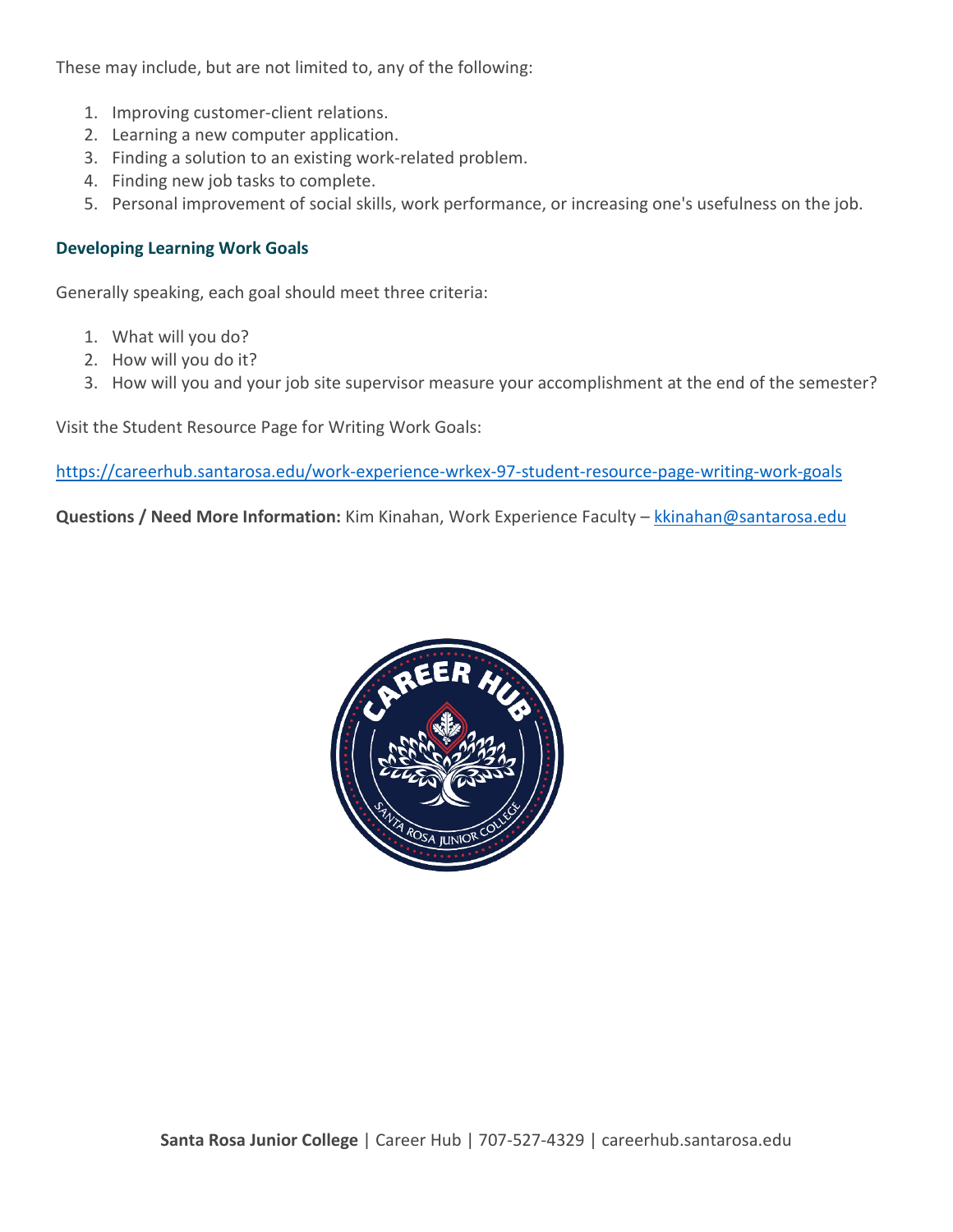These may include, but are not limited to, any of the following:

1. Improving customer-client relations.
2. Learning a new computer application.
3. Finding a solution to an existing work-related problem.
4. Finding new job tasks to complete.
5. Personal improvement of social skills, work performance, or increasing one's usefulness on the job.

### Developing Learning Work Goals

Generally speaking, each goal should meet three criteria:

1. What will you do?
2. How will you do it?
3. How will you and your job site supervisor measure your accomplishment at the end of the semester?

Visit the Student Resource Page for Writing Work Goals:

https://careerhub.santarosa.edu/work-experience-wrkex-97-student-resource-page-writing-work-goals

**Questions / Need More Information:** Kim Kinahan, Work Experience Faculty – kkinahan@santarosa.edu

**Santa Rosa Junior College** | Career Hub | 707-527-4329 | careerhub.santarosa.edu